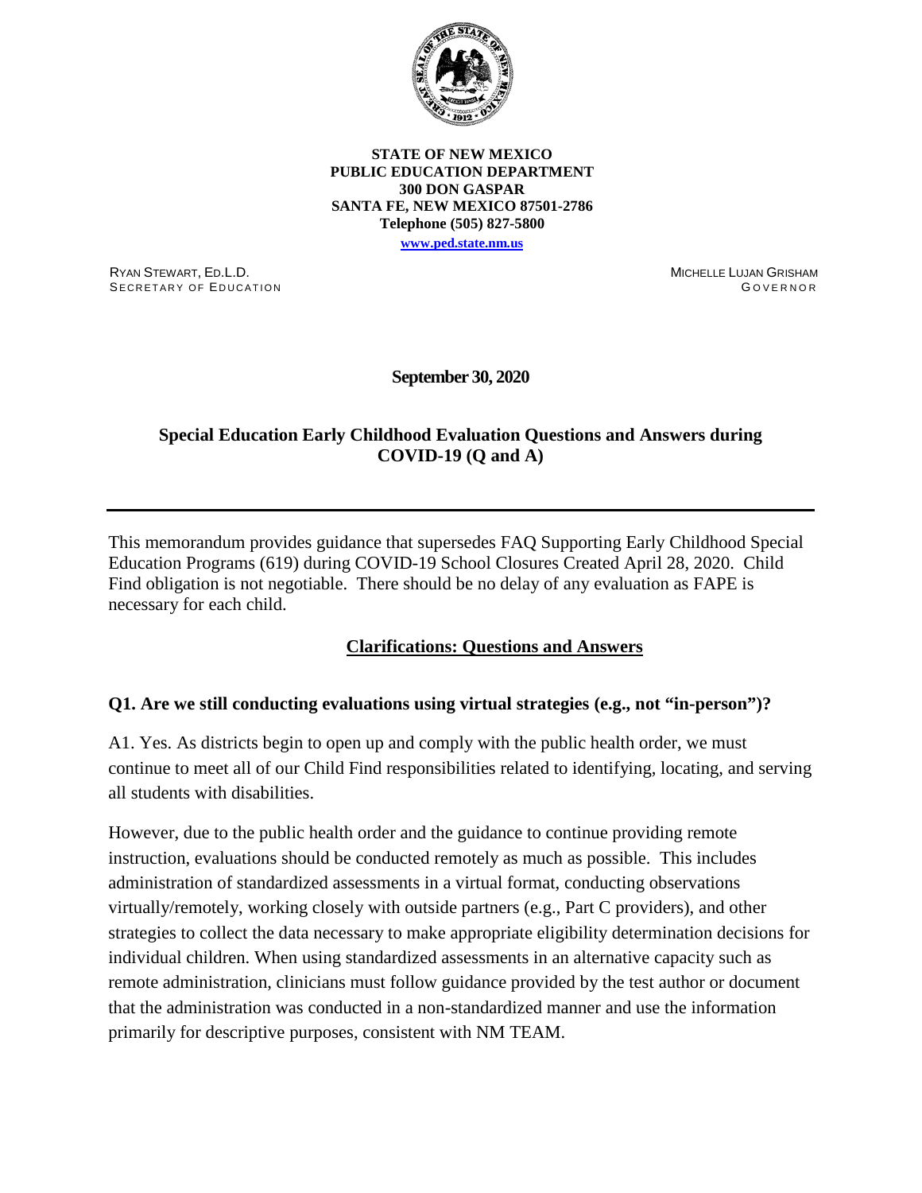**STATE OF NEW MEXICO**
**PUBLIC EDUCATION DEPARTMENT**
**300 DON GASPAR**
**SANTA FE, NEW MEXICO 87501-2786**
**Telephone (505) 827-5800**
**www.ped.state.nm.us**

RYAN STEWART, ED.L.D.
SECRETARY OF EDUCATION

MICHELLE LUJAN GRISHAM
GOVERNOR

**September 30, 2020**

## Special Education Early Childhood Evaluation Questions and Answers during COVID-19 (Q and A)

---

This memorandum provides guidance that supersedes FAQ Supporting Early Childhood Special Education Programs (619) during COVID-19 School Closures Created April 28, 2020. Child Find obligation is not negotiable. There should be no delay of any evaluation as FAPE is necessary for each child.

### Clarifications: Questions and Answers

**Q1. Are we still conducting evaluations using virtual strategies (e.g., not "in-person")?**

A1. Yes. As districts begin to open up and comply with the public health order, we must continue to meet all of our Child Find responsibilities related to identifying, locating, and serving all students with disabilities.

However, due to the public health order and the guidance to continue providing remote instruction, evaluations should be conducted remotely as much as possible. This includes administration of standardized assessments in a virtual format, conducting observations virtually/remotely, working closely with outside partners (e.g., Part C providers), and other strategies to collect the data necessary to make appropriate eligibility determination decisions for individual children. When using standardized assessments in an alternative capacity such as remote administration, clinicians must follow guidance provided by the test author or document that the administration was conducted in a non-standardized manner and use the information primarily for descriptive purposes, consistent with NM TEAM.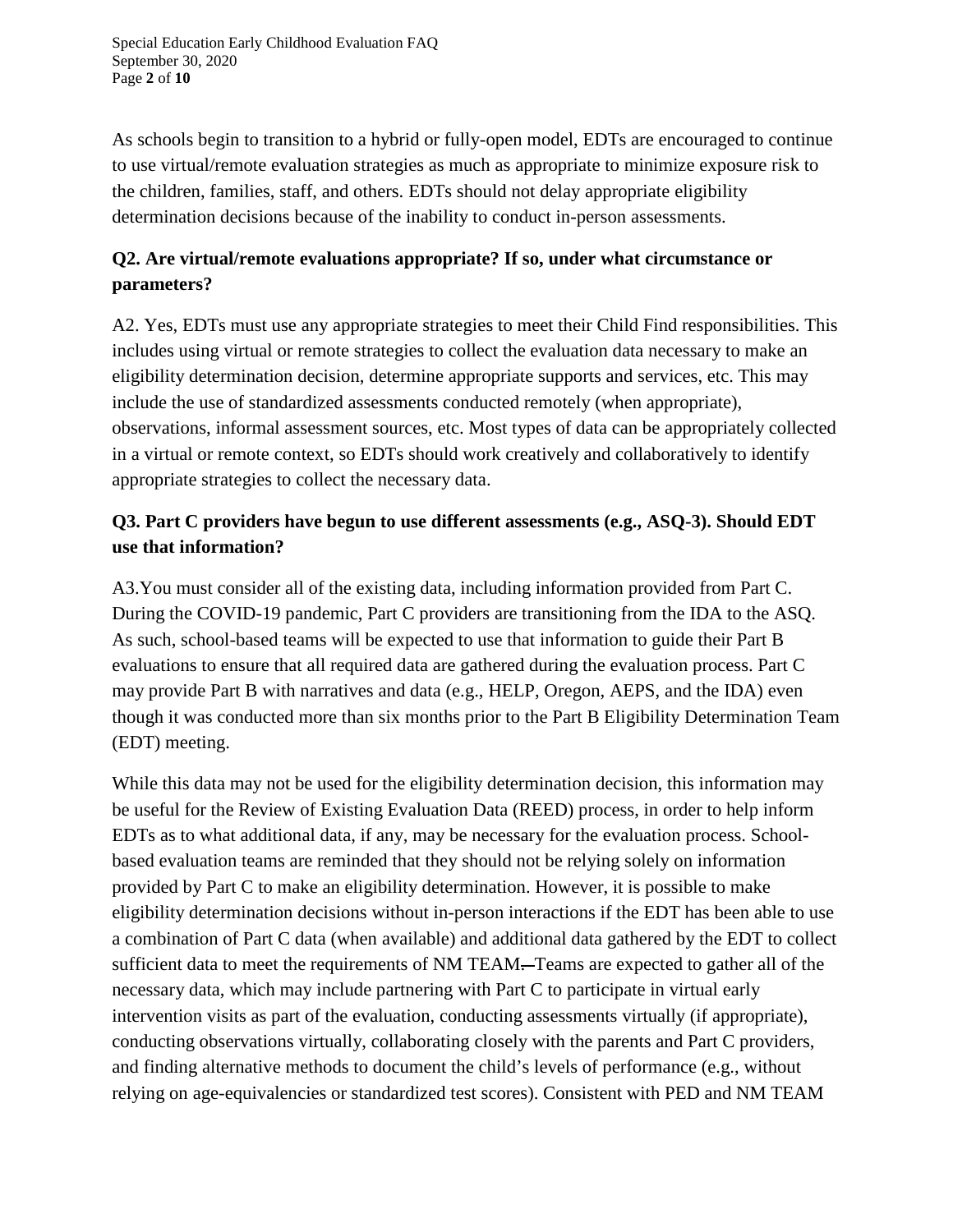As schools begin to transition to a hybrid or fully-open model, EDTs are encouraged to continue to use virtual/remote evaluation strategies as much as appropriate to minimize exposure risk to the children, families, staff, and others. EDTs should not delay appropriate eligibility determination decisions because of the inability to conduct in-person assessments.

**Q2. Are virtual/remote evaluations appropriate? If so, under what circumstance or parameters?**

A2. Yes, EDTs must use any appropriate strategies to meet their Child Find responsibilities. This includes using virtual or remote strategies to collect the evaluation data necessary to make an eligibility determination decision, determine appropriate supports and services, etc. This may include the use of standardized assessments conducted remotely (when appropriate), observations, informal assessment sources, etc. Most types of data can be appropriately collected in a virtual or remote context, so EDTs should work creatively and collaboratively to identify appropriate strategies to collect the necessary data.

**Q3. Part C providers have begun to use different assessments (e.g., ASQ-3). Should EDT use that information?**

A3.You must consider all of the existing data, including information provided from Part C. During the COVID-19 pandemic, Part C providers are transitioning from the IDA to the ASQ. As such, school-based teams will be expected to use that information to guide their Part B evaluations to ensure that all required data are gathered during the evaluation process. Part C may provide Part B with narratives and data (e.g., HELP, Oregon, AEPS, and the IDA) even though it was conducted more than six months prior to the Part B Eligibility Determination Team (EDT) meeting.

While this data may not be used for the eligibility determination decision, this information may be useful for the Review of Existing Evaluation Data (REED) process, in order to help inform EDTs as to what additional data, if any, may be necessary for the evaluation process. School-based evaluation teams are reminded that they should not be relying solely on information provided by Part C to make an eligibility determination. However, it is possible to make eligibility determination decisions without in-person interactions if the EDT has been able to use a combination of Part C data (when available) and additional data gathered by the EDT to collect sufficient data to meet the requirements of NM TEAM. Teams are expected to gather all of the necessary data, which may include partnering with Part C to participate in virtual early intervention visits as part of the evaluation, conducting assessments virtually (if appropriate), conducting observations virtually, collaborating closely with the parents and Part C providers, and finding alternative methods to document the child's levels of performance (e.g., without relying on age-equivalencies or standardized test scores). Consistent with PED and NM TEAM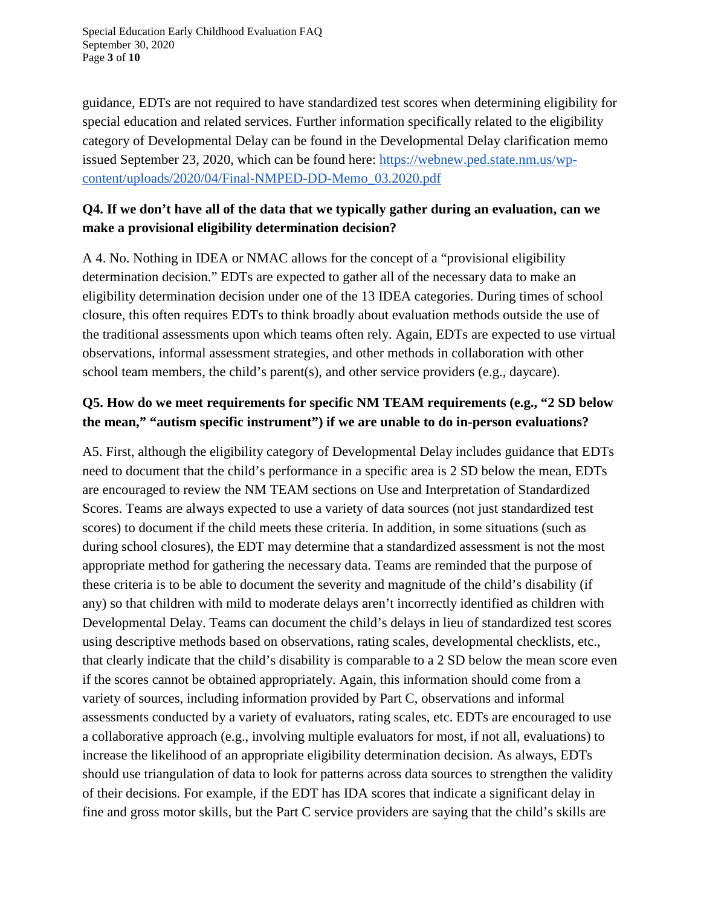guidance, EDTs are not required to have standardized test scores when determining eligibility for special education and related services. Further information specifically related to the eligibility category of Developmental Delay can be found in the Developmental Delay clarification memo issued September 23, 2020, which can be found here: [https://webnew.ped.state.nm.us/wp-content/uploads/2020/04/Final-NMPED-DD-Memo_03.2020.pdf](https://webnew.ped.state.nm.us/wp-content/uploads/2020/04/Final-NMPED-DD-Memo_03.2020.pdf)

**Q4. If we don't have all of the data that we typically gather during an evaluation, can we make a provisional eligibility determination decision?**

A 4. No. Nothing in IDEA or NMAC allows for the concept of a "provisional eligibility determination decision." EDTs are expected to gather all of the necessary data to make an eligibility determination decision under one of the 13 IDEA categories. During times of school closure, this often requires EDTs to think broadly about evaluation methods outside the use of the traditional assessments upon which teams often rely. Again, EDTs are expected to use virtual observations, informal assessment strategies, and other methods in collaboration with other school team members, the child's parent(s), and other service providers (e.g., daycare).

**Q5. How do we meet requirements for specific NM TEAM requirements (e.g., "2 SD below the mean," "autism specific instrument") if we are unable to do in-person evaluations?**

A5. First, although the eligibility category of Developmental Delay includes guidance that EDTs need to document that the child's performance in a specific area is 2 SD below the mean, EDTs are encouraged to review the NM TEAM sections on Use and Interpretation of Standardized Scores. Teams are always expected to use a variety of data sources (not just standardized test scores) to document if the child meets these criteria. In addition, in some situations (such as during school closures), the EDT may determine that a standardized assessment is not the most appropriate method for gathering the necessary data. Teams are reminded that the purpose of these criteria is to be able to document the severity and magnitude of the child's disability (if any) so that children with mild to moderate delays aren't incorrectly identified as children with Developmental Delay. Teams can document the child's delays in lieu of standardized test scores using descriptive methods based on observations, rating scales, developmental checklists, etc., that clearly indicate that the child's disability is comparable to a 2 SD below the mean score even if the scores cannot be obtained appropriately. Again, this information should come from a variety of sources, including information provided by Part C, observations and informal assessments conducted by a variety of evaluators, rating scales, etc. EDTs are encouraged to use a collaborative approach (e.g., involving multiple evaluators for most, if not all, evaluations) to increase the likelihood of an appropriate eligibility determination decision. As always, EDTs should use triangulation of data to look for patterns across data sources to strengthen the validity of their decisions. For example, if the EDT has IDA scores that indicate a significant delay in fine and gross motor skills, but the Part C service providers are saying that the child's skills are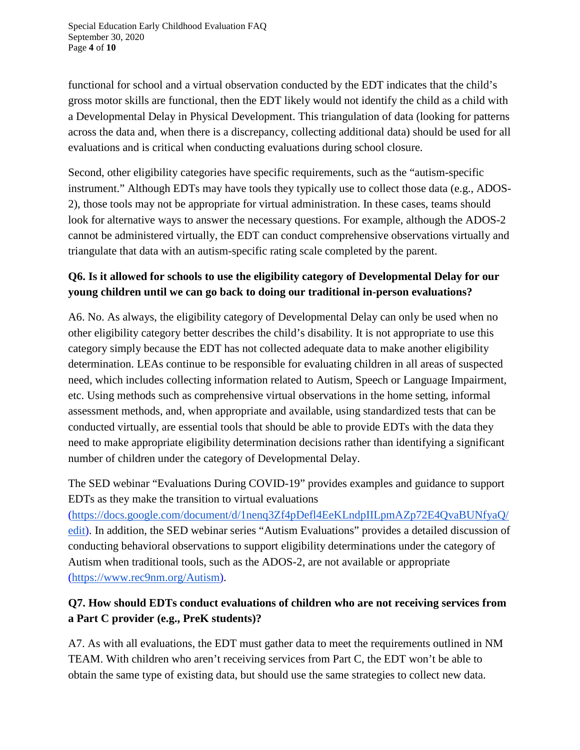functional for school and a virtual observation conducted by the EDT indicates that the child's gross motor skills are functional, then the EDT likely would not identify the child as a child with a Developmental Delay in Physical Development. This triangulation of data (looking for patterns across the data and, when there is a discrepancy, collecting additional data) should be used for all evaluations and is critical when conducting evaluations during school closure.

Second, other eligibility categories have specific requirements, such as the "autism-specific instrument." Although EDTs may have tools they typically use to collect those data (e.g., ADOS-2), those tools may not be appropriate for virtual administration. In these cases, teams should look for alternative ways to answer the necessary questions. For example, although the ADOS-2 cannot be administered virtually, the EDT can conduct comprehensive observations virtually and triangulate that data with an autism-specific rating scale completed by the parent.

**Q6. Is it allowed for schools to use the eligibility category of Developmental Delay for our young children until we can go back to doing our traditional in-person evaluations?**

A6. No. As always, the eligibility category of Developmental Delay can only be used when no other eligibility category better describes the child's disability. It is not appropriate to use this category simply because the EDT has not collected adequate data to make another eligibility determination. LEAs continue to be responsible for evaluating children in all areas of suspected need, which includes collecting information related to Autism, Speech or Language Impairment, etc. Using methods such as comprehensive virtual observations in the home setting, informal assessment methods, and, when appropriate and available, using standardized tests that can be conducted virtually, are essential tools that should be able to provide EDTs with the data they need to make appropriate eligibility determination decisions rather than identifying a significant number of children under the category of Developmental Delay.

The SED webinar "Evaluations During COVID-19" provides examples and guidance to support EDTs as they make the transition to virtual evaluations (https://docs.google.com/document/d/1nenq3Zf4pDefl4EeKLndpIILpmAZp72E4QvaBUNfyaQ/edit). In addition, the SED webinar series "Autism Evaluations" provides a detailed discussion of conducting behavioral observations to support eligibility determinations under the category of Autism when traditional tools, such as the ADOS-2, are not available or appropriate (https://www.rec9nm.org/Autism).

**Q7. How should EDTs conduct evaluations of children who are not receiving services from a Part C provider (e.g., PreK students)?**

A7. As with all evaluations, the EDT must gather data to meet the requirements outlined in NM TEAM. With children who aren't receiving services from Part C, the EDT won't be able to obtain the same type of existing data, but should use the same strategies to collect new data.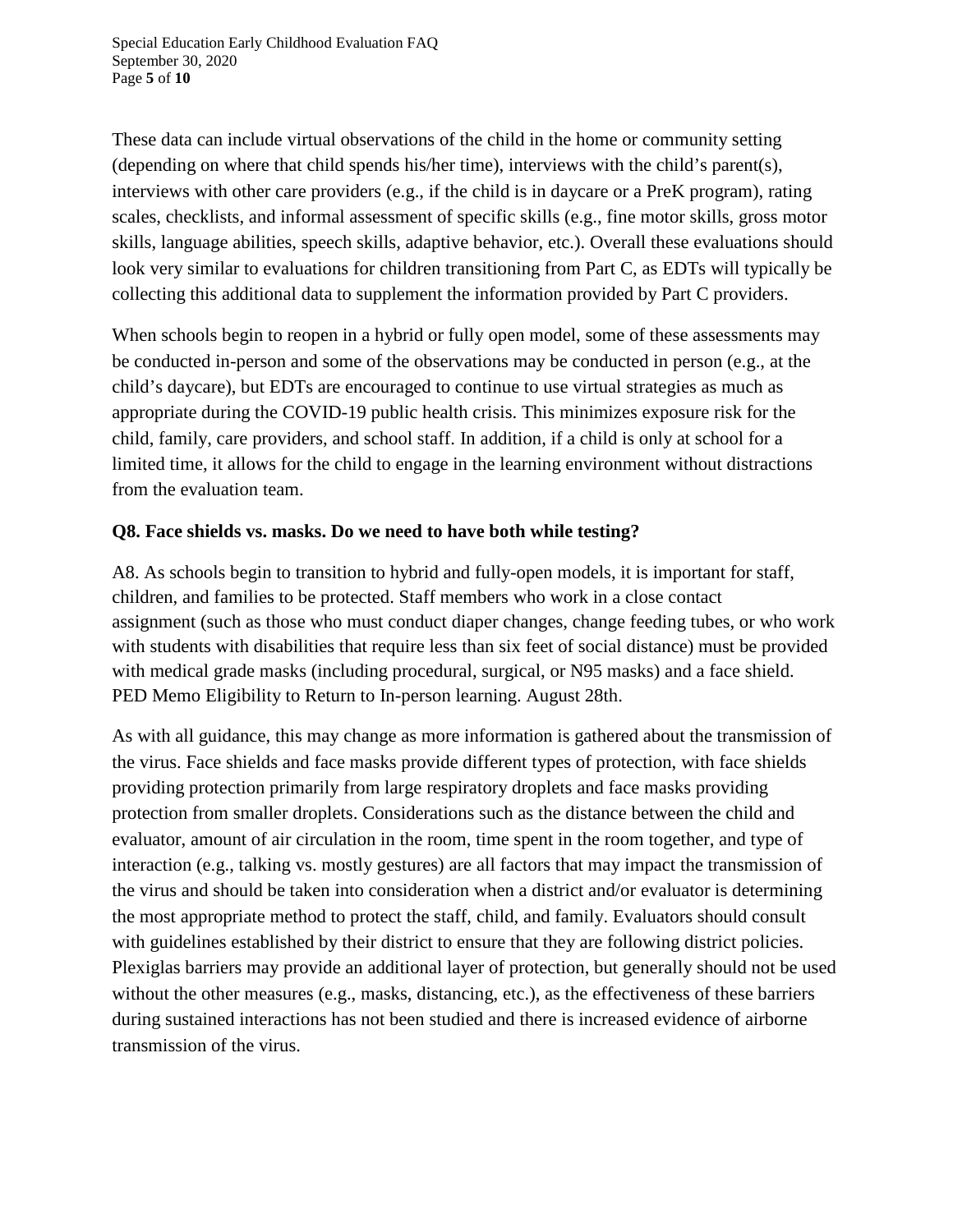These data can include virtual observations of the child in the home or community setting (depending on where that child spends his/her time), interviews with the child's parent(s), interviews with other care providers (e.g., if the child is in daycare or a PreK program), rating scales, checklists, and informal assessment of specific skills (e.g., fine motor skills, gross motor skills, language abilities, speech skills, adaptive behavior, etc.). Overall these evaluations should look very similar to evaluations for children transitioning from Part C, as EDTs will typically be collecting this additional data to supplement the information provided by Part C providers.

When schools begin to reopen in a hybrid or fully open model, some of these assessments may be conducted in-person and some of the observations may be conducted in person (e.g., at the child's daycare), but EDTs are encouraged to continue to use virtual strategies as much as appropriate during the COVID-19 public health crisis. This minimizes exposure risk for the child, family, care providers, and school staff. In addition, if a child is only at school for a limited time, it allows for the child to engage in the learning environment without distractions from the evaluation team.

**Q8. Face shields vs. masks. Do we need to have both while testing?**

A8. As schools begin to transition to hybrid and fully-open models, it is important for staff, children, and families to be protected. Staff members who work in a close contact assignment (such as those who must conduct diaper changes, change feeding tubes, or who work with students with disabilities that require less than six feet of social distance) must be provided with medical grade masks (including procedural, surgical, or N95 masks) and a face shield. PED Memo Eligibility to Return to In-person learning. August 28th.

As with all guidance, this may change as more information is gathered about the transmission of the virus. Face shields and face masks provide different types of protection, with face shields providing protection primarily from large respiratory droplets and face masks providing protection from smaller droplets. Considerations such as the distance between the child and evaluator, amount of air circulation in the room, time spent in the room together, and type of interaction (e.g., talking vs. mostly gestures) are all factors that may impact the transmission of the virus and should be taken into consideration when a district and/or evaluator is determining the most appropriate method to protect the staff, child, and family. Evaluators should consult with guidelines established by their district to ensure that they are following district policies. Plexiglas barriers may provide an additional layer of protection, but generally should not be used without the other measures (e.g., masks, distancing, etc.), as the effectiveness of these barriers during sustained interactions has not been studied and there is increased evidence of airborne transmission of the virus.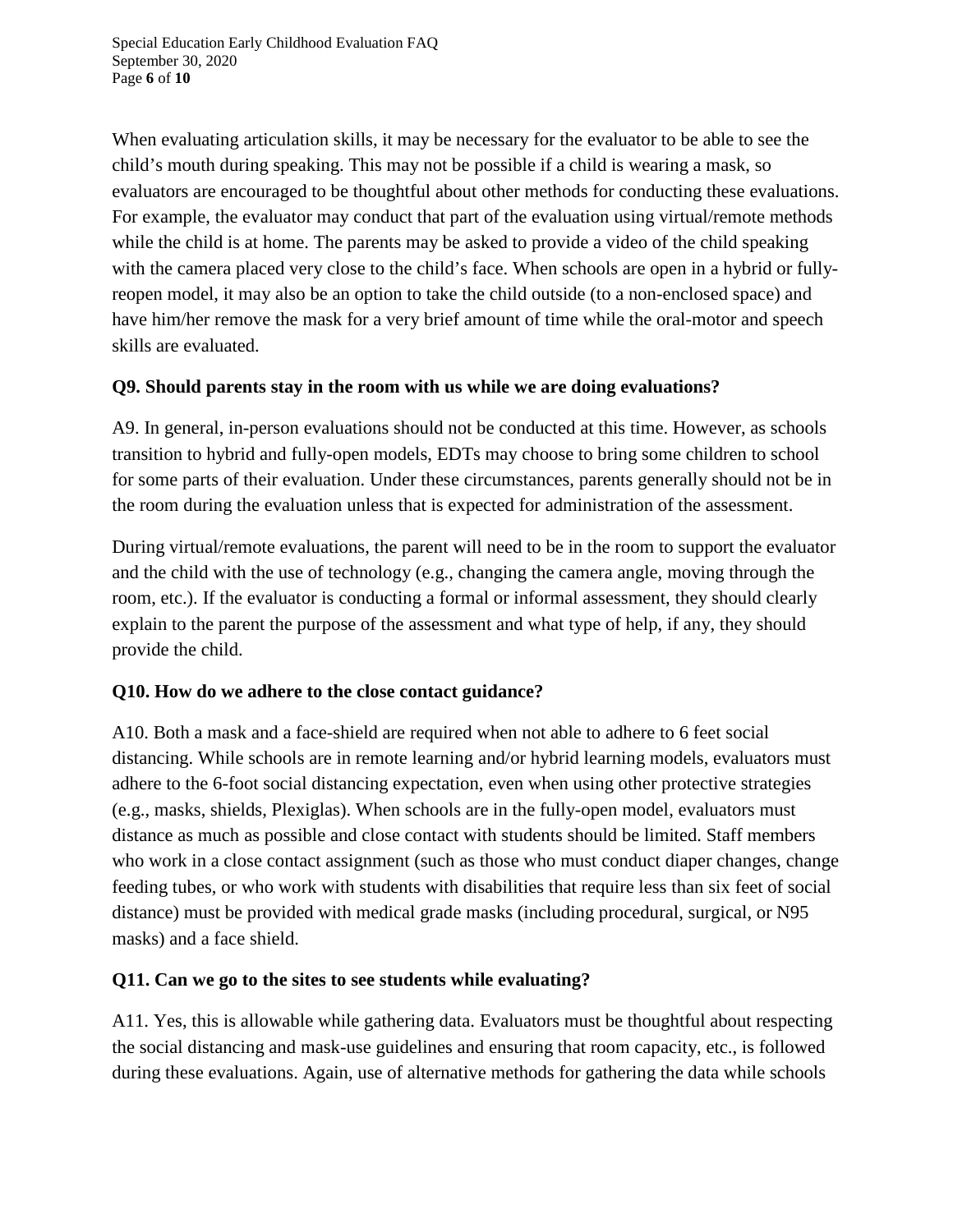When evaluating articulation skills, it may be necessary for the evaluator to be able to see the child's mouth during speaking. This may not be possible if a child is wearing a mask, so evaluators are encouraged to be thoughtful about other methods for conducting these evaluations. For example, the evaluator may conduct that part of the evaluation using virtual/remote methods while the child is at home. The parents may be asked to provide a video of the child speaking with the camera placed very close to the child's face. When schools are open in a hybrid or fully-reopen model, it may also be an option to take the child outside (to a non-enclosed space) and have him/her remove the mask for a very brief amount of time while the oral-motor and speech skills are evaluated.

**Q9. Should parents stay in the room with us while we are doing evaluations?**

A9. In general, in-person evaluations should not be conducted at this time. However, as schools transition to hybrid and fully-open models, EDTs may choose to bring some children to school for some parts of their evaluation. Under these circumstances, parents generally should not be in the room during the evaluation unless that is expected for administration of the assessment.

During virtual/remote evaluations, the parent will need to be in the room to support the evaluator and the child with the use of technology (e.g., changing the camera angle, moving through the room, etc.). If the evaluator is conducting a formal or informal assessment, they should clearly explain to the parent the purpose of the assessment and what type of help, if any, they should provide the child.

**Q10. How do we adhere to the close contact guidance?**

A10. Both a mask and a face-shield are required when not able to adhere to 6 feet social distancing. While schools are in remote learning and/or hybrid learning models, evaluators must adhere to the 6-foot social distancing expectation, even when using other protective strategies (e.g., masks, shields, Plexiglas). When schools are in the fully-open model, evaluators must distance as much as possible and close contact with students should be limited. Staff members who work in a close contact assignment (such as those who must conduct diaper changes, change feeding tubes, or who work with students with disabilities that require less than six feet of social distance) must be provided with medical grade masks (including procedural, surgical, or N95 masks) and a face shield.

**Q11. Can we go to the sites to see students while evaluating?**

A11. Yes, this is allowable while gathering data. Evaluators must be thoughtful about respecting the social distancing and mask-use guidelines and ensuring that room capacity, etc., is followed during these evaluations. Again, use of alternative methods for gathering the data while schools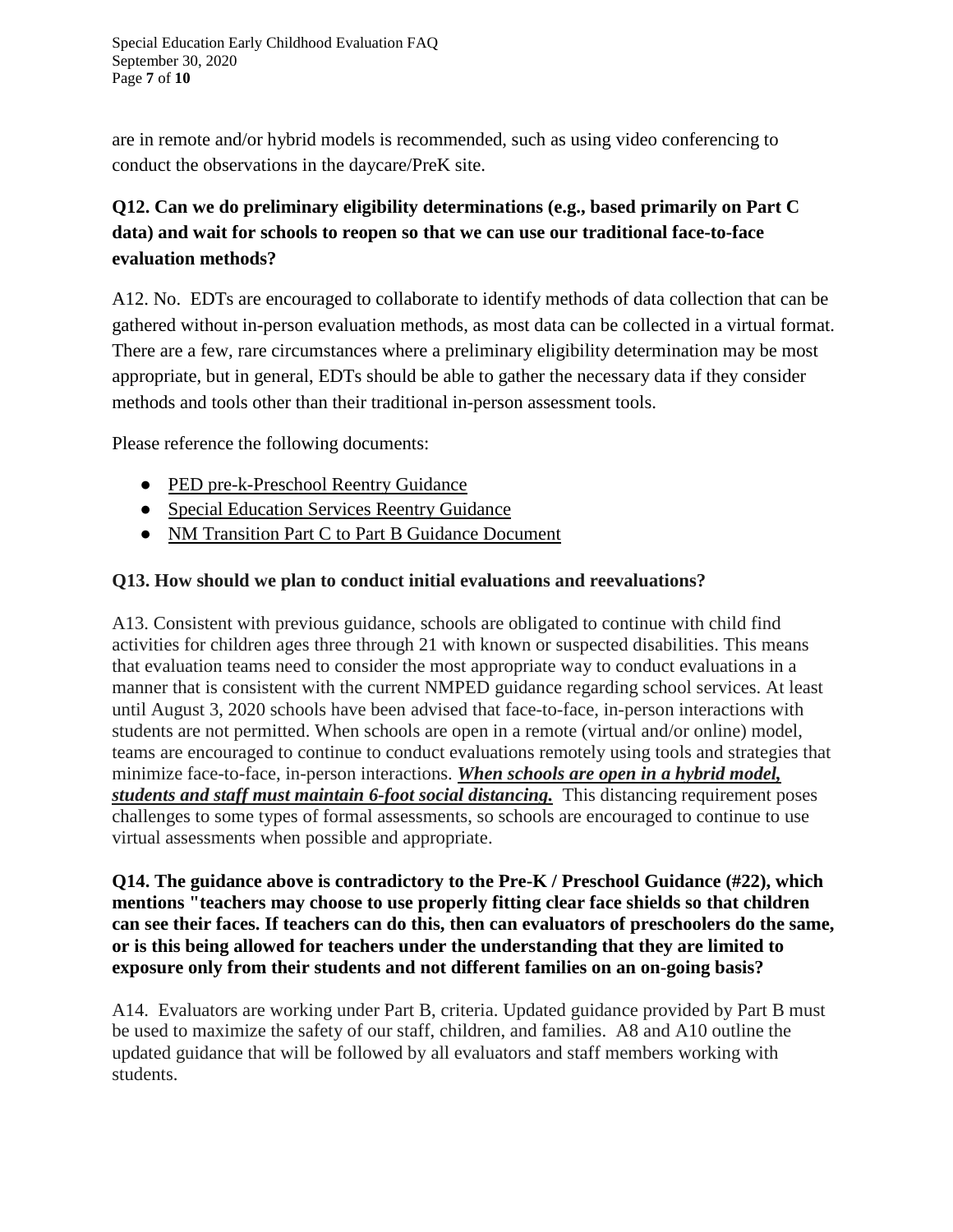are in remote and/or hybrid models is recommended, such as using video conferencing to conduct the observations in the daycare/PreK site.

**Q12. Can we do preliminary eligibility determinations (e.g., based primarily on Part C data) and wait for schools to reopen so that we can use our traditional face-to-face evaluation methods?**

A12. No. EDTs are encouraged to collaborate to identify methods of data collection that can be gathered without in-person evaluation methods, as most data can be collected in a virtual format. There are a few, rare circumstances where a preliminary eligibility determination may be most appropriate, but in general, EDTs should be able to gather the necessary data if they consider methods and tools other than their traditional in-person assessment tools.

Please reference the following documents:

- PED pre-k-Preschool Reentry Guidance
- Special Education Services Reentry Guidance
- NM Transition Part C to Part B Guidance Document

**Q13. How should we plan to conduct initial evaluations and reevaluations?**

A13. Consistent with previous guidance, schools are obligated to continue with child find activities for children ages three through 21 with known or suspected disabilities. This means that evaluation teams need to consider the most appropriate way to conduct evaluations in a manner that is consistent with the current NMPED guidance regarding school services. At least until August 3, 2020 schools have been advised that face-to-face, in-person interactions with students are not permitted. When schools are open in a remote (virtual and/or online) model, teams are encouraged to continue to conduct evaluations remotely using tools and strategies that minimize face-to-face, in-person interactions. ***When schools are open in a hybrid model, students and staff must maintain 6-foot social distancing.*** This distancing requirement poses challenges to some types of formal assessments, so schools are encouraged to continue to use virtual assessments when possible and appropriate.

**Q14. The guidance above is contradictory to the Pre-K / Preschool Guidance (#22), which mentions "teachers may choose to use properly fitting clear face shields so that children can see their faces. If teachers can do this, then can evaluators of preschoolers do the same, or is this being allowed for teachers under the understanding that they are limited to exposure only from their students and not different families on an on-going basis?**

A14. Evaluators are working under Part B, criteria. Updated guidance provided by Part B must be used to maximize the safety of our staff, children, and families. A8 and A10 outline the updated guidance that will be followed by all evaluators and staff members working with students.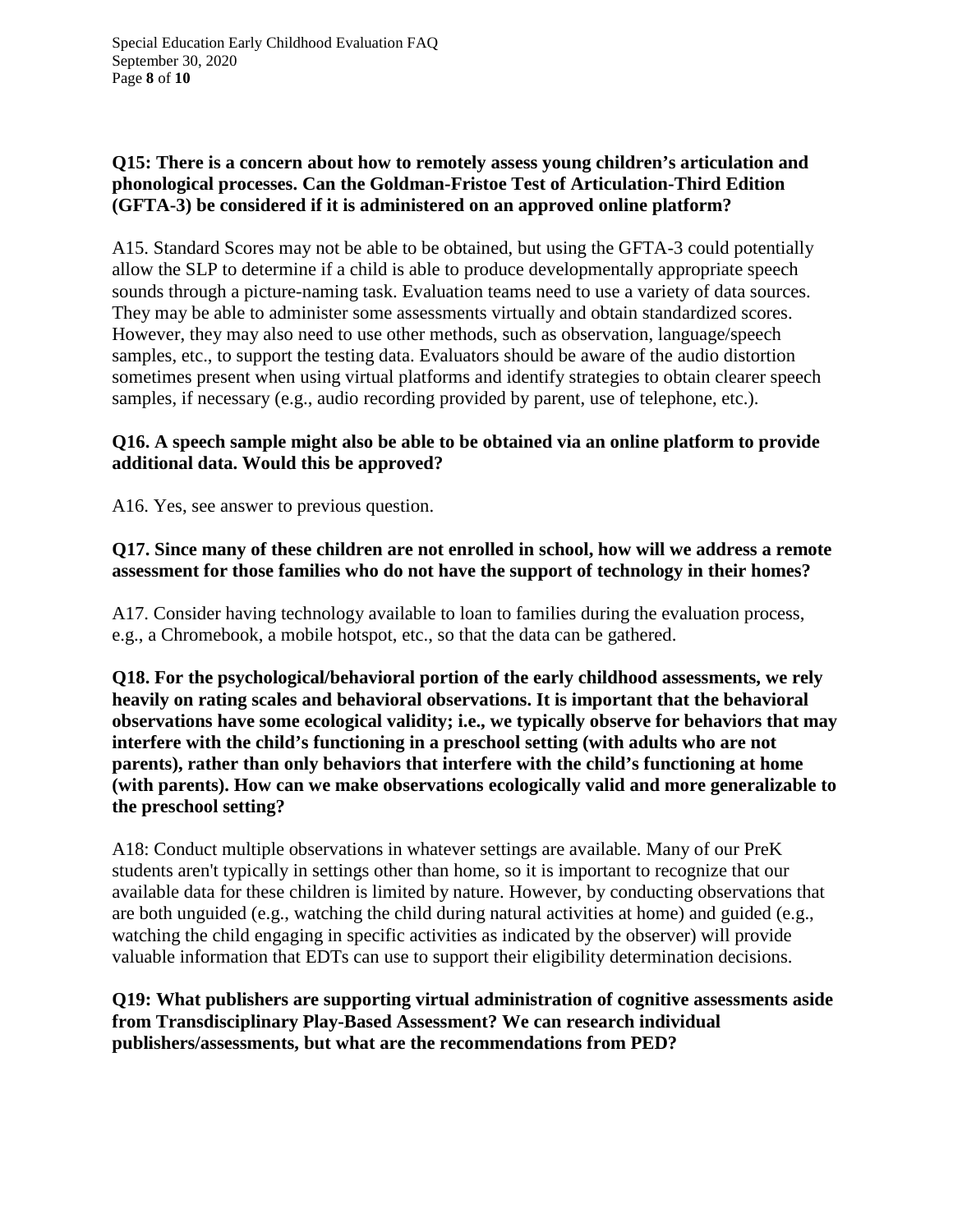**Q15: There is a concern about how to remotely assess young children's articulation and phonological processes. Can the Goldman-Fristoe Test of Articulation-Third Edition (GFTA-3) be considered if it is administered on an approved online platform?**

A15. Standard Scores may not be able to be obtained, but using the GFTA-3 could potentially allow the SLP to determine if a child is able to produce developmentally appropriate speech sounds through a picture-naming task. Evaluation teams need to use a variety of data sources. They may be able to administer some assessments virtually and obtain standardized scores. However, they may also need to use other methods, such as observation, language/speech samples, etc., to support the testing data. Evaluators should be aware of the audio distortion sometimes present when using virtual platforms and identify strategies to obtain clearer speech samples, if necessary (e.g., audio recording provided by parent, use of telephone, etc.).

**Q16. A speech sample might also be able to be obtained via an online platform to provide additional data. Would this be approved?**

A16. Yes, see answer to previous question.

**Q17. Since many of these children are not enrolled in school, how will we address a remote assessment for those families who do not have the support of technology in their homes?**

A17. Consider having technology available to loan to families during the evaluation process, e.g., a Chromebook, a mobile hotspot, etc., so that the data can be gathered.

**Q18. For the psychological/behavioral portion of the early childhood assessments, we rely heavily on rating scales and behavioral observations. It is important that the behavioral observations have some ecological validity; i.e., we typically observe for behaviors that may interfere with the child's functioning in a preschool setting (with adults who are not parents), rather than only behaviors that interfere with the child's functioning at home (with parents). How can we make observations ecologically valid and more generalizable to the preschool setting?**

A18: Conduct multiple observations in whatever settings are available. Many of our PreK students aren't typically in settings other than home, so it is important to recognize that our available data for these children is limited by nature. However, by conducting observations that are both unguided (e.g., watching the child during natural activities at home) and guided (e.g., watching the child engaging in specific activities as indicated by the observer) will provide valuable information that EDTs can use to support their eligibility determination decisions.

**Q19: What publishers are supporting virtual administration of cognitive assessments aside from Transdisciplinary Play-Based Assessment? We can research individual publishers/assessments, but what are the recommendations from PED?**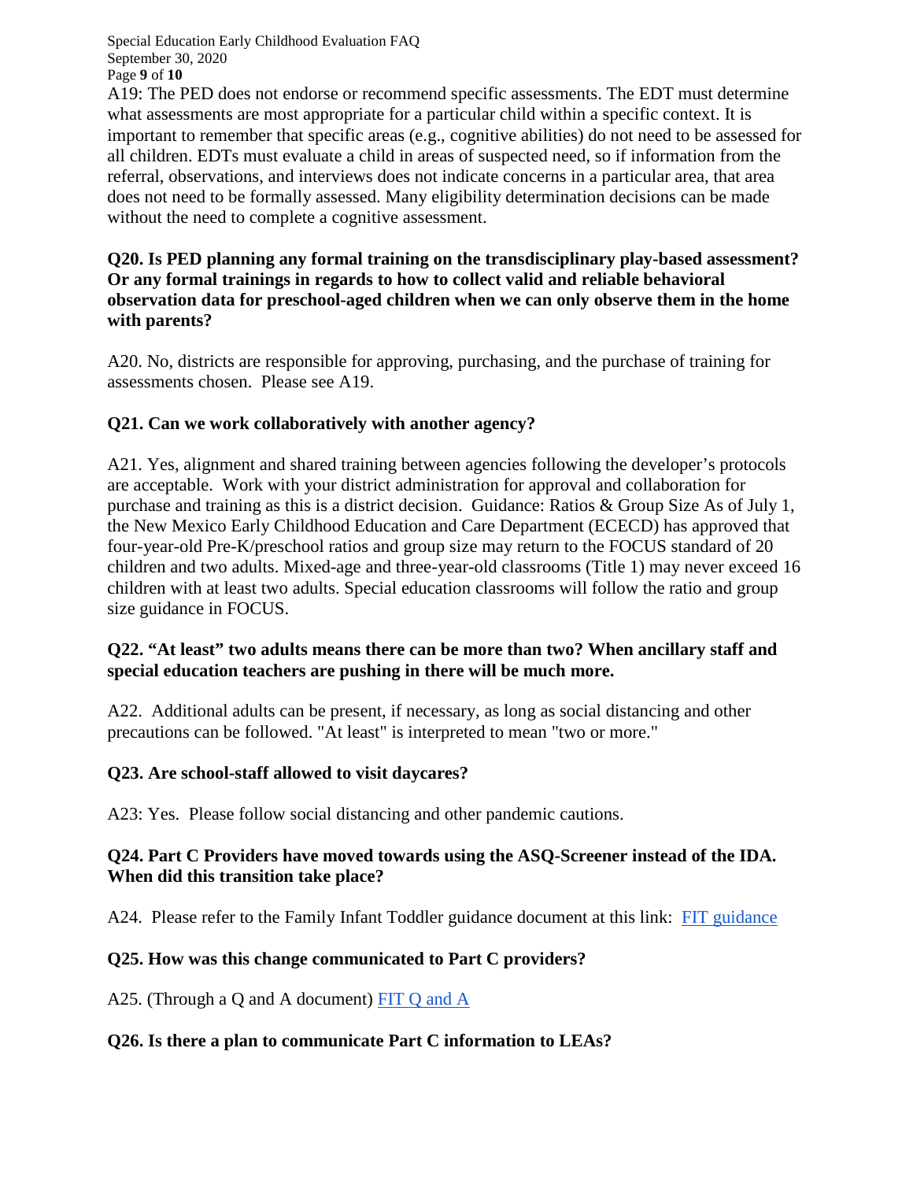A19: The PED does not endorse or recommend specific assessments. The EDT must determine what assessments are most appropriate for a particular child within a specific context. It is important to remember that specific areas (e.g., cognitive abilities) do not need to be assessed for all children. EDTs must evaluate a child in areas of suspected need, so if information from the referral, observations, and interviews does not indicate concerns in a particular area, that area does not need to be formally assessed. Many eligibility determination decisions can be made without the need to complete a cognitive assessment.

**Q20. Is PED planning any formal training on the transdisciplinary play-based assessment? Or any formal trainings in regards to how to collect valid and reliable behavioral observation data for preschool-aged children when we can only observe them in the home with parents?**

A20. No, districts are responsible for approving, purchasing, and the purchase of training for assessments chosen. Please see A19.

**Q21. Can we work collaboratively with another agency?**

A21. Yes, alignment and shared training between agencies following the developer's protocols are acceptable. Work with your district administration for approval and collaboration for purchase and training as this is a district decision. Guidance: Ratios & Group Size As of July 1, the New Mexico Early Childhood Education and Care Department (ECECD) has approved that four-year-old Pre-K/preschool ratios and group size may return to the FOCUS standard of 20 children and two adults. Mixed-age and three-year-old classrooms (Title 1) may never exceed 16 children with at least two adults. Special education classrooms will follow the ratio and group size guidance in FOCUS.

**Q22. "At least" two adults means there can be more than two? When ancillary staff and special education teachers are pushing in there will be much more.**

A22. Additional adults can be present, if necessary, as long as social distancing and other precautions can be followed. "At least" is interpreted to mean "two or more."

**Q23. Are school-staff allowed to visit daycares?**

A23: Yes. Please follow social distancing and other pandemic cautions.

**Q24. Part C Providers have moved towards using the ASQ-Screener instead of the IDA. When did this transition take place?**

A24. Please refer to the Family Infant Toddler guidance document at this link: FIT guidance

**Q25. How was this change communicated to Part C providers?**

A25. (Through a Q and A document) FIT Q and A

**Q26. Is there a plan to communicate Part C information to LEAs?**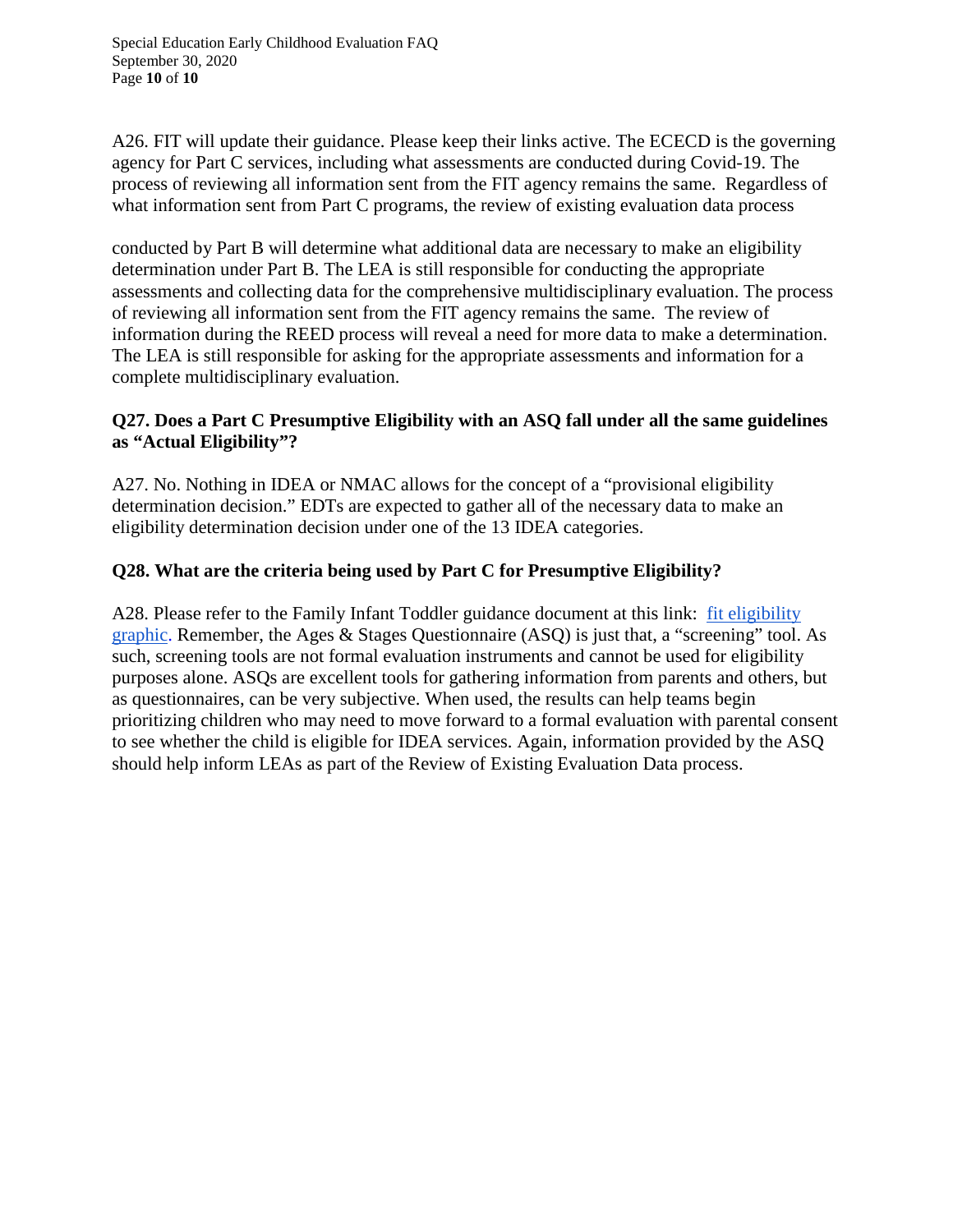A26. FIT will update their guidance. Please keep their links active. The ECECD is the governing agency for Part C services, including what assessments are conducted during Covid-19. The process of reviewing all information sent from the FIT agency remains the same. Regardless of what information sent from Part C programs, the review of existing evaluation data process

conducted by Part B will determine what additional data are necessary to make an eligibility determination under Part B. The LEA is still responsible for conducting the appropriate assessments and collecting data for the comprehensive multidisciplinary evaluation. The process of reviewing all information sent from the FIT agency remains the same. The review of information during the REED process will reveal a need for more data to make a determination. The LEA is still responsible for asking for the appropriate assessments and information for a complete multidisciplinary evaluation.

**Q27. Does a Part C Presumptive Eligibility with an ASQ fall under all the same guidelines as "Actual Eligibility"?**

A27. No. Nothing in IDEA or NMAC allows for the concept of a "provisional eligibility determination decision." EDTs are expected to gather all of the necessary data to make an eligibility determination decision under one of the 13 IDEA categories.

**Q28. What are the criteria being used by Part C for Presumptive Eligibility?**

A28. Please refer to the Family Infant Toddler guidance document at this link: fit eligibility graphic. Remember, the Ages & Stages Questionnaire (ASQ) is just that, a "screening" tool. As such, screening tools are not formal evaluation instruments and cannot be used for eligibility purposes alone. ASQs are excellent tools for gathering information from parents and others, but as questionnaires, can be very subjective. When used, the results can help teams begin prioritizing children who may need to move forward to a formal evaluation with parental consent to see whether the child is eligible for IDEA services. Again, information provided by the ASQ should help inform LEAs as part of the Review of Existing Evaluation Data process.